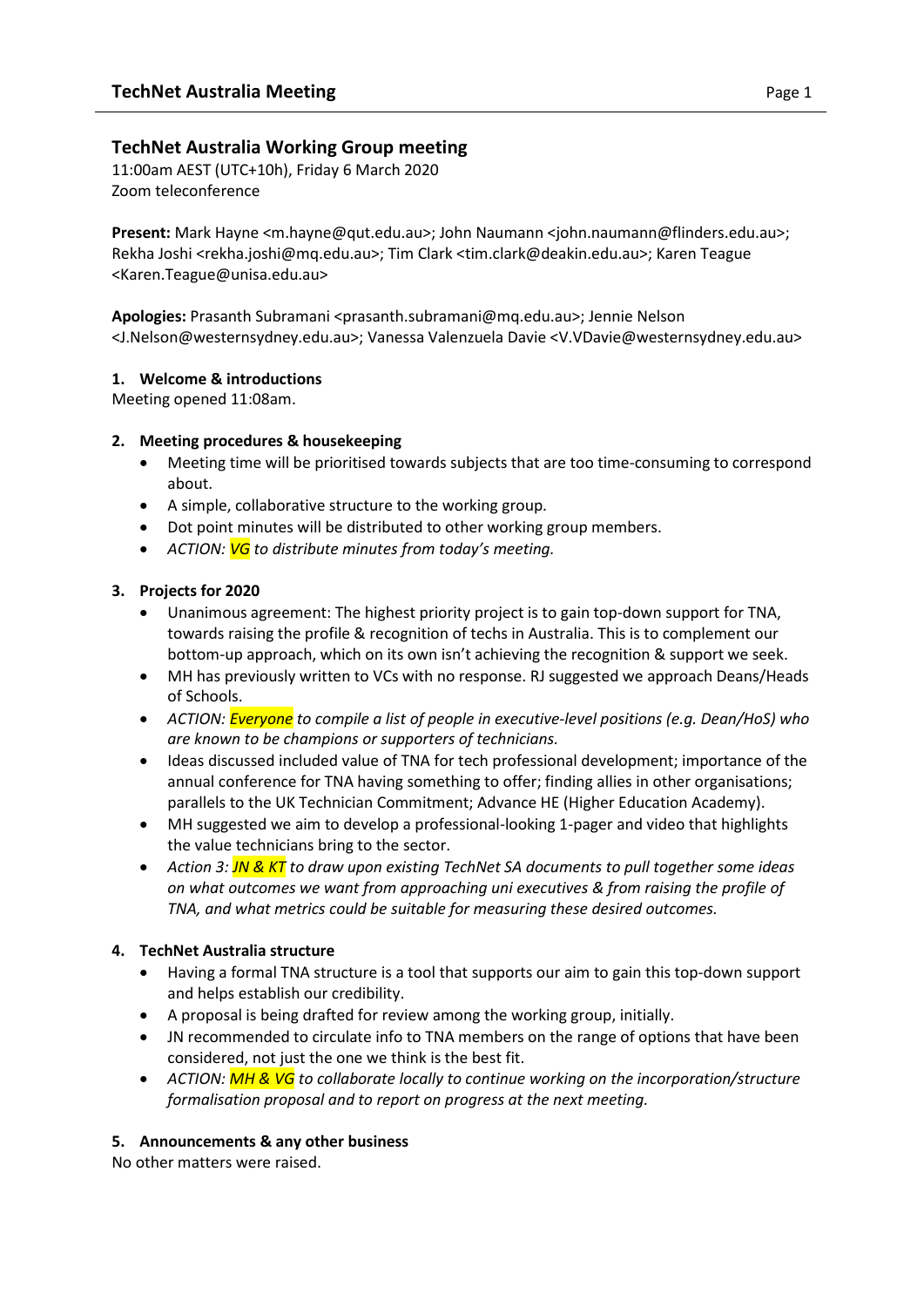## TechNet Australia Working Group meeting

11:00am AEST (UTC+10h), Friday 6 March 2020
Zoom teleconference

**Present:** Mark Hayne <m.hayne@qut.edu.au>; John Naumann <john.naumann@flinders.edu.au>; Rekha Joshi <rekha.joshi@mq.edu.au>; Tim Clark <tim.clark@deakin.edu.au>; Karen Teague <Karen.Teague@unisa.edu.au>

**Apologies:** Prasanth Subramani <prasanth.subramani@mq.edu.au>; Jennie Nelson <J.Nelson@westernsydney.edu.au>; Vanessa Valenzuela Davie <V.VDavie@westernsydney.edu.au>

### 1. Welcome & introductions

Meeting opened 11:08am.

### 2. Meeting procedures & housekeeping

- Meeting time will be prioritised towards subjects that are too time-consuming to correspond about.
- A simple, collaborative structure to the working group.
- Dot point minutes will be distributed to other working group members.
- *ACTION: VG to distribute minutes from today's meeting.*

### 3. Projects for 2020

- Unanimous agreement: The highest priority project is to gain top-down support for TNA, towards raising the profile & recognition of techs in Australia. This is to complement our bottom-up approach, which on its own isn't achieving the recognition & support we seek.
- MH has previously written to VCs with no response. RJ suggested we approach Deans/Heads of Schools.
- *ACTION: Everyone to compile a list of people in executive-level positions (e.g. Dean/HoS) who are known to be champions or supporters of technicians.*
- Ideas discussed included value of TNA for tech professional development; importance of the annual conference for TNA having something to offer; finding allies in other organisations; parallels to the UK Technician Commitment; Advance HE (Higher Education Academy).
- MH suggested we aim to develop a professional-looking 1-pager and video that highlights the value technicians bring to the sector.
- *Action 3: JN & KT to draw upon existing TechNet SA documents to pull together some ideas on what outcomes we want from approaching uni executives & from raising the profile of TNA, and what metrics could be suitable for measuring these desired outcomes.*

### 4. TechNet Australia structure

- Having a formal TNA structure is a tool that supports our aim to gain this top-down support and helps establish our credibility.
- A proposal is being drafted for review among the working group, initially.
- JN recommended to circulate info to TNA members on the range of options that have been considered, not just the one we think is the best fit.
- *ACTION: MH & VG to collaborate locally to continue working on the incorporation/structure formalisation proposal and to report on progress at the next meeting.*

### 5. Announcements & any other business

No other matters were raised.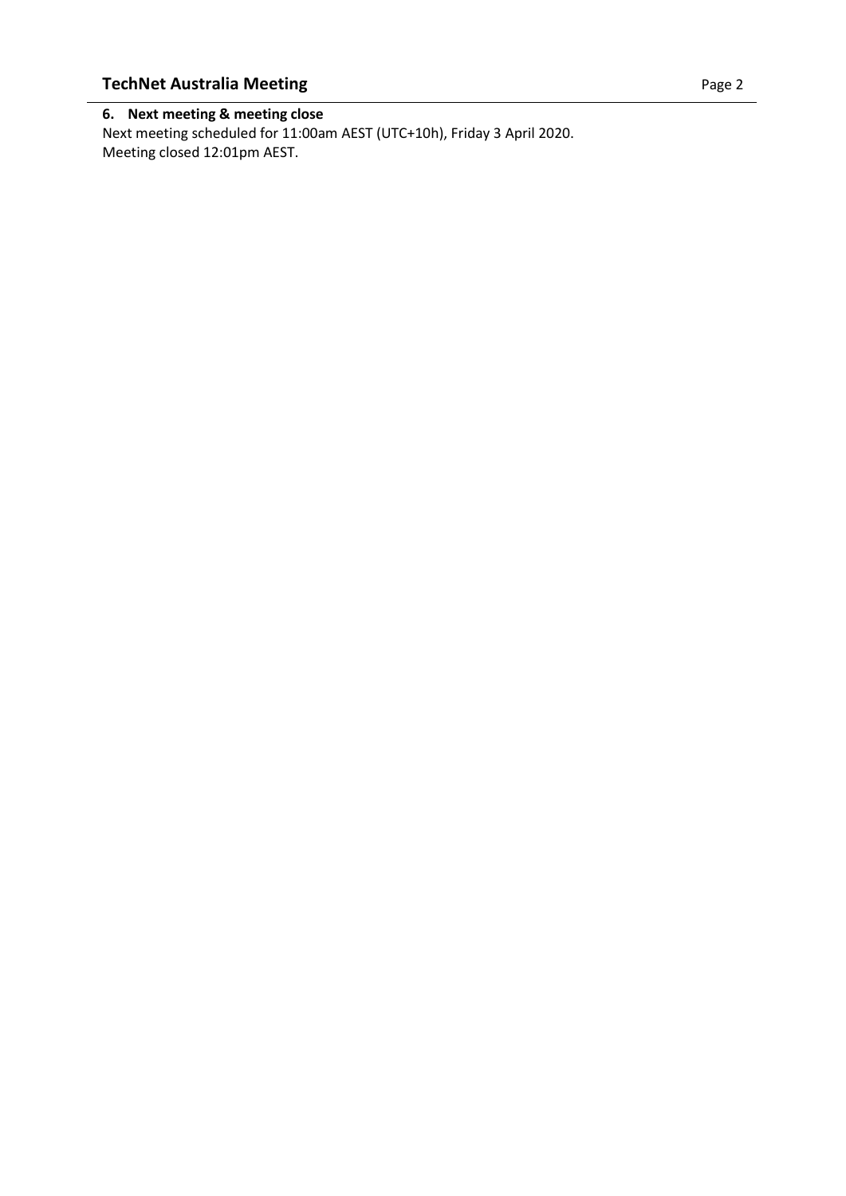## 6. Next meeting & meeting close

Next meeting scheduled for 11:00am AEST (UTC+10h), Friday 3 April 2020.
Meeting closed 12:01pm AEST.